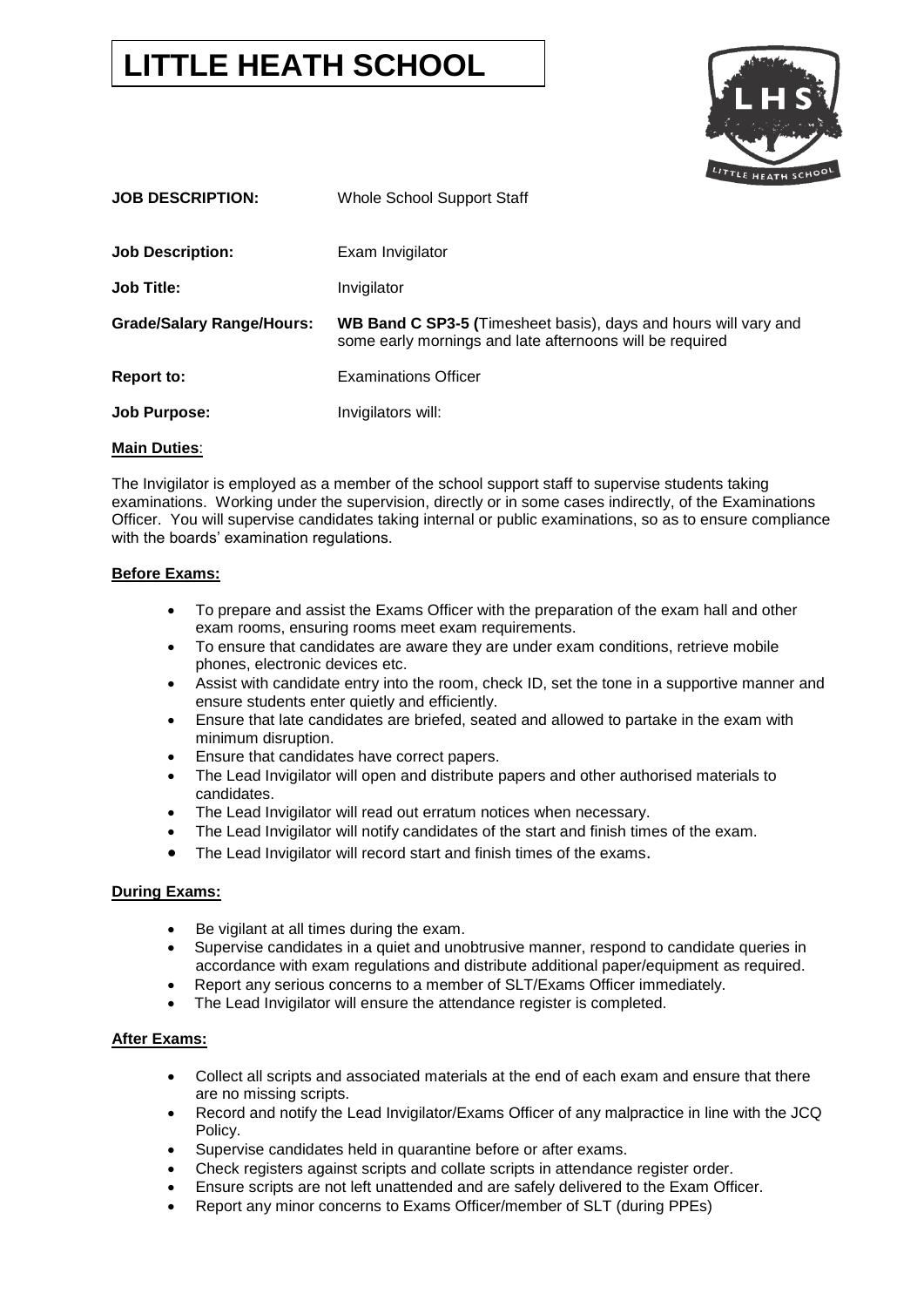# LITTLE HEATH SCHOOL

| | |
|---|---|
| **JOB DESCRIPTION:** | Whole School Support Staff |
| **Job Description:** | Exam Invigilator |
| **Job Title:** | Invigilator |
| **Grade/Salary Range/Hours:** | **WB Band C SP3-5 (**Timesheet basis), days and hours will vary and some early mornings and late afternoons will be required |
| **Report to:** | Examinations Officer |
| **Job Purpose:** | Invigilators will: |

**Main Duties**:

The Invigilator is employed as a member of the school support staff to supervise students taking examinations. Working under the supervision, directly or in some cases indirectly, of the Examinations Officer. You will supervise candidates taking internal or public examinations, so as to ensure compliance with the boards' examination regulations.

**Before Exams:**

- To prepare and assist the Exams Officer with the preparation of the exam hall and other exam rooms, ensuring rooms meet exam requirements.
- To ensure that candidates are aware they are under exam conditions, retrieve mobile phones, electronic devices etc.
- Assist with candidate entry into the room, check ID, set the tone in a supportive manner and ensure students enter quietly and efficiently.
- Ensure that late candidates are briefed, seated and allowed to partake in the exam with minimum disruption.
- Ensure that candidates have correct papers.
- The Lead Invigilator will open and distribute papers and other authorised materials to candidates.
- The Lead Invigilator will read out erratum notices when necessary.
- The Lead Invigilator will notify candidates of the start and finish times of the exam.
- The Lead Invigilator will record start and finish times of the exams.

**During Exams:**

- Be vigilant at all times during the exam.
- Supervise candidates in a quiet and unobtrusive manner, respond to candidate queries in accordance with exam regulations and distribute additional paper/equipment as required.
- Report any serious concerns to a member of SLT/Exams Officer immediately.
- The Lead Invigilator will ensure the attendance register is completed.

**After Exams:**

- Collect all scripts and associated materials at the end of each exam and ensure that there are no missing scripts.
- Record and notify the Lead Invigilator/Exams Officer of any malpractice in line with the JCQ Policy.
- Supervise candidates held in quarantine before or after exams.
- Check registers against scripts and collate scripts in attendance register order.
- Ensure scripts are not left unattended and are safely delivered to the Exam Officer.
- Report any minor concerns to Exams Officer/member of SLT (during PPEs)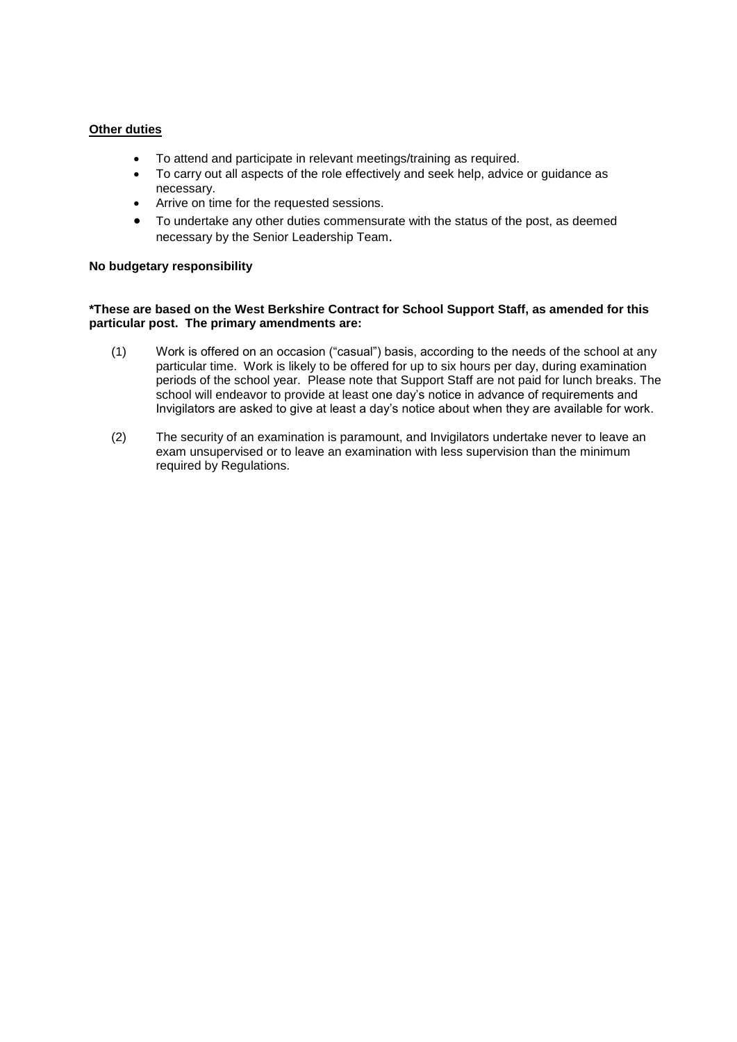**Other duties**

- To attend and participate in relevant meetings/training as required.
- To carry out all aspects of the role effectively and seek help, advice or guidance as necessary.
- Arrive on time for the requested sessions.
- To undertake any other duties commensurate with the status of the post, as deemed necessary by the Senior Leadership Team.

**No budgetary responsibility**

***These are based on the West Berkshire Contract for School Support Staff, as amended for this particular post. The primary amendments are:**

(1) Work is offered on an occasion ("casual") basis, according to the needs of the school at any particular time. Work is likely to be offered for up to six hours per day, during examination periods of the school year. Please note that Support Staff are not paid for lunch breaks. The school will endeavor to provide at least one day's notice in advance of requirements and Invigilators are asked to give at least a day's notice about when they are available for work.

(2) The security of an examination is paramount, and Invigilators undertake never to leave an exam unsupervised or to leave an examination with less supervision than the minimum required by Regulations.